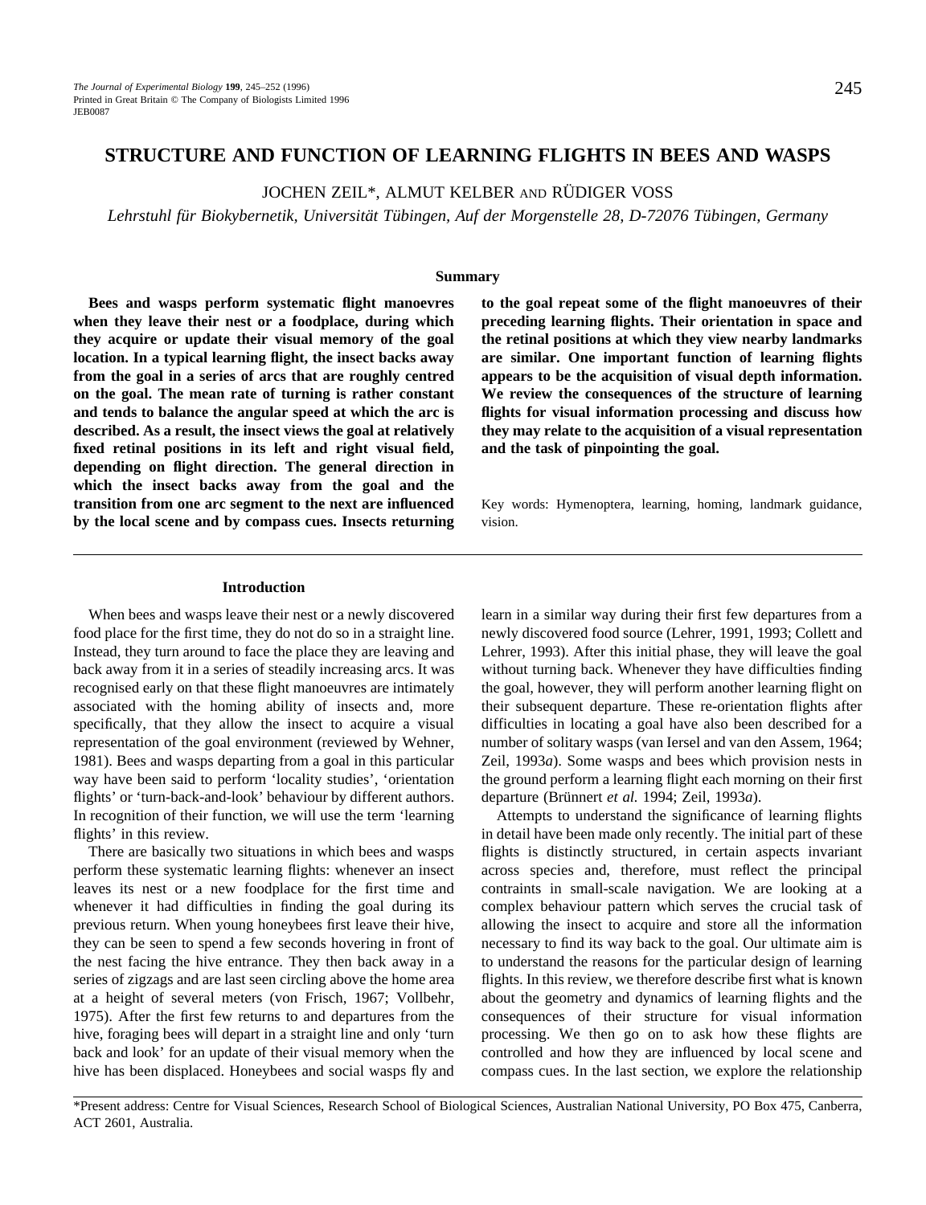# STRUCTURE AND FUNCTION OF LEARNING FLIGHTS IN BEES AND WASPS

JOCHEN ZEIL*, ALMUT KELBER AND RÜDIGER VOSS

*Lehrstuhl für Biokybernetik, Universität Tübingen, Auf der Morgenstelle 28, D-72076 Tübingen, Germany*

## Summary

**Bees and wasps perform systematic flight manoevres when they leave their nest or a foodplace, during which they acquire or update their visual memory of the goal location. In a typical learning flight, the insect backs away from the goal in a series of arcs that are roughly centred on the goal. The mean rate of turning is rather constant and tends to balance the angular speed at which the arc is described. As a result, the insect views the goal at relatively fixed retinal positions in its left and right visual field, depending on flight direction. The general direction in which the insect backs away from the goal and the transition from one arc segment to the next are influenced by the local scene and by compass cues. Insects returning to the goal repeat some of the flight manoeuvres of their preceding learning flights. Their orientation in space and the retinal positions at which they view nearby landmarks are similar. One important function of learning flights appears to be the acquisition of visual depth information. We review the consequences of the structure of learning flights for visual information processing and discuss how they may relate to the acquisition of a visual representation and the task of pinpointing the goal.**

Key words: Hymenoptera, learning, homing, landmark guidance, vision.

## Introduction

When bees and wasps leave their nest or a newly discovered food place for the first time, they do not do so in a straight line. Instead, they turn around to face the place they are leaving and back away from it in a series of steadily increasing arcs. It was recognised early on that these flight manoeuvres are intimately associated with the homing ability of insects and, more specifically, that they allow the insect to acquire a visual representation of the goal environment (reviewed by Wehner, 1981). Bees and wasps departing from a goal in this particular way have been said to perform 'locality studies', 'orientation flights' or 'turn-back-and-look' behaviour by different authors. In recognition of their function, we will use the term 'learning flights' in this review.

There are basically two situations in which bees and wasps perform these systematic learning flights: whenever an insect leaves its nest or a new foodplace for the first time and whenever it had difficulties in finding the goal during its previous return. When young honeybees first leave their hive, they can be seen to spend a few seconds hovering in front of the nest facing the hive entrance. They then back away in a series of zigzags and are last seen circling above the home area at a height of several meters (von Frisch, 1967; Vollbehr, 1975). After the first few returns to and departures from the hive, foraging bees will depart in a straight line and only 'turn back and look' for an update of their visual memory when the hive has been displaced. Honeybees and social wasps fly and learn in a similar way during their first few departures from a newly discovered food source (Lehrer, 1991, 1993; Collett and Lehrer, 1993). After this initial phase, they will leave the goal without turning back. Whenever they have difficulties finding the goal, however, they will perform another learning flight on their subsequent departure. These re-orientation flights after difficulties in locating a goal have also been described for a number of solitary wasps (van Iersel and van den Assem, 1964; Zeil, 1993*a*). Some wasps and bees which provision nests in the ground perform a learning flight each morning on their first departure (Brünnert *et al.* 1994; Zeil, 1993*a*).

Attempts to understand the significance of learning flights in detail have been made only recently. The initial part of these flights is distinctly structured, in certain aspects invariant across species and, therefore, must reflect the principal contraints in small-scale navigation. We are looking at a complex behaviour pattern which serves the crucial task of allowing the insect to acquire and store all the information necessary to find its way back to the goal. Our ultimate aim is to understand the reasons for the particular design of learning flights. In this review, we therefore describe first what is known about the geometry and dynamics of learning flights and the consequences of their structure for visual information processing. We then go on to ask how these flights are controlled and how they are influenced by local scene and compass cues. In the last section, we explore the relationship

*Present address: Centre for Visual Sciences, Research School of Biological Sciences, Australian National University, PO Box 475, Canberra, ACT 2601, Australia.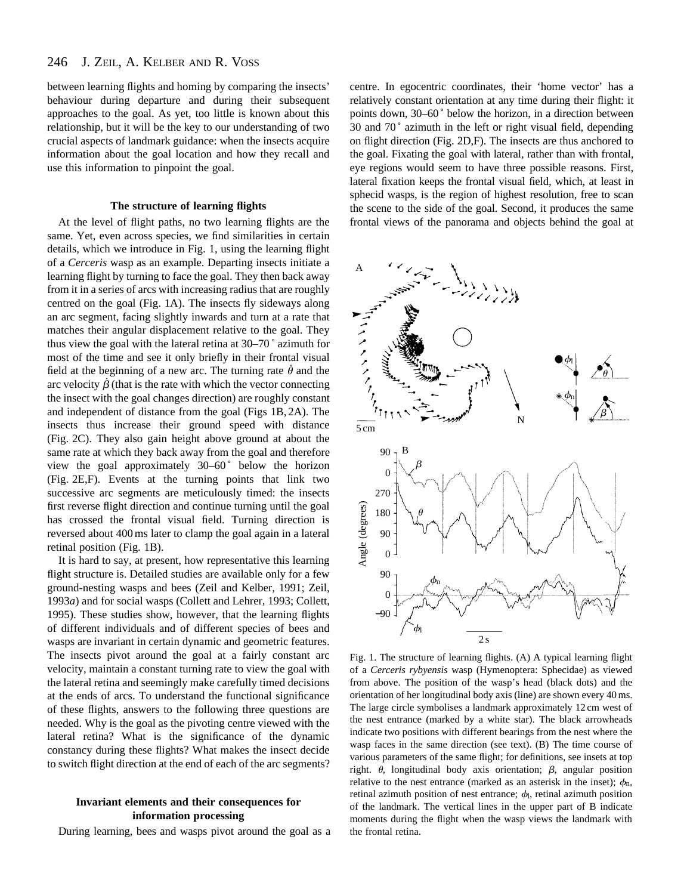between learning flights and homing by comparing the insects' behaviour during departure and during their subsequent approaches to the goal. As yet, too little is known about this relationship, but it will be the key to our understanding of two crucial aspects of landmark guidance: when the insects acquire information about the goal location and how they recall and use this information to pinpoint the goal.

### The structure of learning flights

At the level of flight paths, no two learning flights are the same. Yet, even across species, we find similarities in certain details, which we introduce in Fig. 1, using the learning flight of a *Cerceris* wasp as an example. Departing insects initiate a learning flight by turning to face the goal. They then back away from it in a series of arcs with increasing radius that are roughly centred on the goal (Fig. 1A). The insects fly sideways along an arc segment, facing slightly inwards and turn at a rate that matches their angular displacement relative to the goal. They thus view the goal with the lateral retina at 30–70 ° azimuth for most of the time and see it only briefly in their frontal visual field at the beginning of a new arc. The turning rate $\dot{\theta}$ and the arc velocity $\dot{\beta}$ (that is the rate with which the vector connecting the insect with the goal changes direction) are roughly constant and independent of distance from the goal (Figs 1B, 2A). The insects thus increase their ground speed with distance (Fig. 2C). They also gain height above ground at about the same rate at which they back away from the goal and therefore view the goal approximately 30–60 ° below the horizon (Fig. 2E,F). Events at the turning points that link two successive arc segments are meticulously timed: the insects first reverse flight direction and continue turning until the goal has crossed the frontal visual field. Turning direction is reversed about 400 ms later to clamp the goal again in a lateral retinal position (Fig. 1B).

It is hard to say, at present, how representative this learning flight structure is. Detailed studies are available only for a few ground-nesting wasps and bees (Zeil and Kelber, 1991; Zeil, 1993*a*) and for social wasps (Collett and Lehrer, 1993; Collett, 1995). These studies show, however, that the learning flights of different individuals and of different species of bees and wasps are invariant in certain dynamic and geometric features. The insects pivot around the goal at a fairly constant arc velocity, maintain a constant turning rate to view the goal with the lateral retina and seemingly make carefully timed decisions at the ends of arcs. To understand the functional significance of these flights, answers to the following three questions are needed. Why is the goal as the pivoting centre viewed with the lateral retina? What is the significance of the dynamic constancy during these flights? What makes the insect decide to switch flight direction at the end of each of the arc segments?

### Invariant elements and their consequences for information processing

During learning, bees and wasps pivot around the goal as a centre. In egocentric coordinates, their 'home vector' has a relatively constant orientation at any time during their flight: it points down, 30–60 ° below the horizon, in a direction between 30 and 70 ° azimuth in the left or right visual field, depending on flight direction (Fig. 2D,F). The insects are thus anchored to the goal. Fixating the goal with lateral, rather than with frontal, eye regions would seem to have three possible reasons. First, lateral fixation keeps the frontal visual field, which, at least in sphecid wasps, is the region of highest resolution, free to scan the scene to the side of the goal. Second, it produces the same frontal views of the panorama and objects behind the goal at

Fig. 1. The structure of learning flights. (A) A typical learning flight of a *Cerceris rybyensis* wasp (Hymenoptera: Sphecidae) as viewed from above. The position of the wasp's head (black dots) and the orientation of her longitudinal body axis (line) are shown every 40 ms. The large circle symbolises a landmark approximately 12 cm west of the nest entrance (marked by a white star). The black arrowheads indicate two positions with different bearings from the nest where the wasp faces in the same direction (see text). (B) The time course of various parameters of the same flight; for definitions, see insets at top right. $\theta$, longitudinal body axis orientation; $\beta$, angular position relative to the nest entrance (marked as an asterisk in the inset); $\phi_n$, retinal azimuth position of nest entrance; $\phi_l$, retinal azimuth position of the landmark. The vertical lines in the upper part of B indicate moments during the flight when the wasp views the landmark with the frontal retina.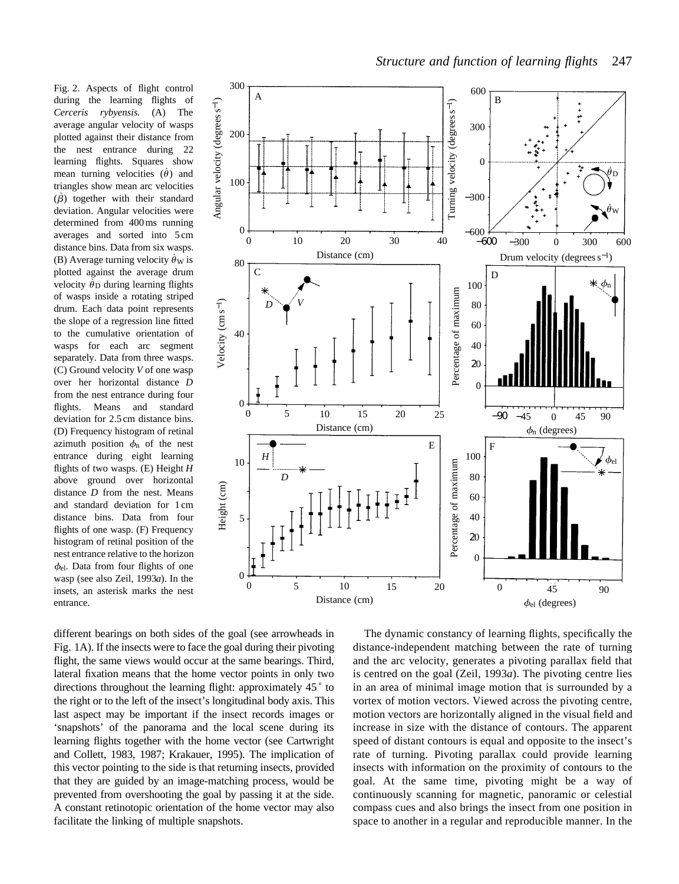Fig. 2. Aspects of flight control during the learning flights of *Cerceris rybyensis.* (A) The average angular velocity of wasps plotted against their distance from the nest entrance during 22 learning flights. Squares show mean turning velocities ($\dot{\theta}$) and triangles show mean arc velocities ($\dot{\beta}$) together with their standard deviation. Angular velocities were determined from 400 ms running averages and sorted into 5 cm distance bins. Data from six wasps. (B) Average turning velocity $\dot{\theta}_W$ is plotted against the average drum velocity $\dot{\theta}_D$ during learning flights of wasps inside a rotating striped drum. Each data point represents the slope of a regression line fitted to the cumulative orientation of wasps for each arc segment separately. Data from three wasps. (C) Ground velocity *V* of one wasp over her horizontal distance *D* from the nest entrance during four flights. Means and standard deviation for 2.5 cm distance bins. (D) Frequency histogram of retinal azimuth position $\phi_n$ of the nest entrance during eight learning flights of two wasps. (E) Height *H* above ground over horizontal distance *D* from the nest. Means and standard deviation for 1 cm distance bins. Data from four flights of one wasp. (F) Frequency histogram of retinal position of the nest entrance relative to the horizon $\phi_{el}$. Data from four flights of one wasp (see also Zeil, 1993*a*). In the insets, an asterisk marks the nest entrance.

different bearings on both sides of the goal (see arrowheads in Fig. 1A). If the insects were to face the goal during their pivoting flight, the same views would occur at the same bearings. Third, lateral fixation means that the home vector points in only two directions throughout the learning flight: approximately 45˚ to the right or to the left of the insect's longitudinal body axis. This last aspect may be important if the insects records images or 'snapshots' of the panorama and the local scene during its learning flights together with the home vector (see Cartwright and Collett, 1983, 1987; Krakauer, 1995). The implication of this vector pointing to the side is that returning insects, provided that they are guided by an image-matching process, would be prevented from overshooting the goal by passing it at the side. A constant retinotopic orientation of the home vector may also facilitate the linking of multiple snapshots.

The dynamic constancy of learning flights, specifically the distance-independent matching between the rate of turning and the arc velocity, generates a pivoting parallax field that is centred on the goal (Zeil, 1993*a*). The pivoting centre lies in an area of minimal image motion that is surrounded by a vortex of motion vectors. Viewed across the pivoting centre, motion vectors are horizontally aligned in the visual field and increase in size with the distance of contours. The apparent speed of distant contours is equal and opposite to the insect's rate of turning. Pivoting parallax could provide learning insects with information on the proximity of contours to the goal. At the same time, pivoting might be a way of continuously scanning for magnetic, panoramic or celestial compass cues and also brings the insect from one position in space to another in a regular and reproducible manner. In the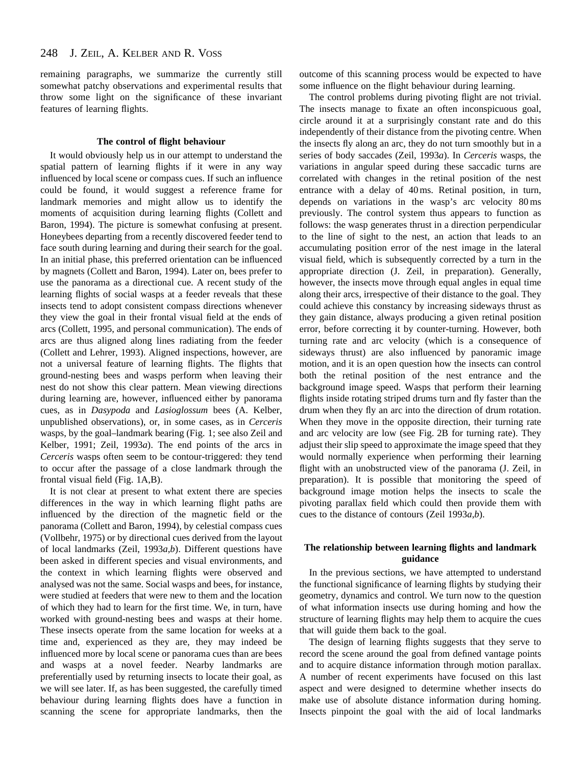remaining paragraphs, we summarize the currently still somewhat patchy observations and experimental results that throw some light on the significance of these invariant features of learning flights.

### The control of flight behaviour

It would obviously help us in our attempt to understand the spatial pattern of learning flights if it were in any way influenced by local scene or compass cues. If such an influence could be found, it would suggest a reference frame for landmark memories and might allow us to identify the moments of acquisition during learning flights (Collett and Baron, 1994). The picture is somewhat confusing at present. Honeybees departing from a recently discovered feeder tend to face south during learning and during their search for the goal. In an initial phase, this preferred orientation can be influenced by magnets (Collett and Baron, 1994). Later on, bees prefer to use the panorama as a directional cue. A recent study of the learning flights of social wasps at a feeder reveals that these insects tend to adopt consistent compass directions whenever they view the goal in their frontal visual field at the ends of arcs (Collett, 1995, and personal communication). The ends of arcs are thus aligned along lines radiating from the feeder (Collett and Lehrer, 1993). Aligned inspections, however, are not a universal feature of learning flights. The flights that ground-nesting bees and wasps perform when leaving their nest do not show this clear pattern. Mean viewing directions during learning are, however, influenced either by panorama cues, as in *Dasypoda* and *Lasioglossum* bees (A. Kelber, unpublished observations), or, in some cases, as in *Cerceris* wasps, by the goal–landmark bearing (Fig. 1; see also Zeil and Kelber, 1991; Zeil, 1993*a*). The end points of the arcs in *Cerceris* wasps often seem to be contour-triggered: they tend to occur after the passage of a close landmark through the frontal visual field (Fig. 1A,B).

It is not clear at present to what extent there are species differences in the way in which learning flight paths are influenced by the direction of the magnetic field or the panorama (Collett and Baron, 1994), by celestial compass cues (Vollbehr, 1975) or by directional cues derived from the layout of local landmarks (Zeil, 1993*a*,*b*). Different questions have been asked in different species and visual environments, and the context in which learning flights were observed and analysed was not the same. Social wasps and bees, for instance, were studied at feeders that were new to them and the location of which they had to learn for the first time. We, in turn, have worked with ground-nesting bees and wasps at their home. These insects operate from the same location for weeks at a time and, experienced as they are, they may indeed be influenced more by local scene or panorama cues than are bees and wasps at a novel feeder. Nearby landmarks are preferentially used by returning insects to locate their goal, as we will see later. If, as has been suggested, the carefully timed behaviour during learning flights does have a function in scanning the scene for appropriate landmarks, then the outcome of this scanning process would be expected to have some influence on the flight behaviour during learning.

The control problems during pivoting flight are not trivial. The insects manage to fixate an often inconspicuous goal, circle around it at a surprisingly constant rate and do this independently of their distance from the pivoting centre. When the insects fly along an arc, they do not turn smoothly but in a series of body saccades (Zeil, 1993*a*). In *Cerceris* wasps, the variations in angular speed during these saccadic turns are correlated with changes in the retinal position of the nest entrance with a delay of 40 ms. Retinal position, in turn, depends on variations in the wasp's arc velocity 80 ms previously. The control system thus appears to function as follows: the wasp generates thrust in a direction perpendicular to the line of sight to the nest, an action that leads to an accumulating position error of the nest image in the lateral visual field, which is subsequently corrected by a turn in the appropriate direction (J. Zeil, in preparation). Generally, however, the insects move through equal angles in equal time along their arcs, irrespective of their distance to the goal. They could achieve this constancy by increasing sideways thrust as they gain distance, always producing a given retinal position error, before correcting it by counter-turning. However, both turning rate and arc velocity (which is a consequence of sideways thrust) are also influenced by panoramic image motion, and it is an open question how the insects can control both the retinal position of the nest entrance and the background image speed. Wasps that perform their learning flights inside rotating striped drums turn and fly faster than the drum when they fly an arc into the direction of drum rotation. When they move in the opposite direction, their turning rate and arc velocity are low (see Fig. 2B for turning rate). They adjust their slip speed to approximate the image speed that they would normally experience when performing their learning flight with an unobstructed view of the panorama (J. Zeil, in preparation). It is possible that monitoring the speed of background image motion helps the insects to scale the pivoting parallax field which could then provide them with cues to the distance of contours (Zeil 1993*a*,*b*).

### The relationship between learning flights and landmark guidance

In the previous sections, we have attempted to understand the functional significance of learning flights by studying their geometry, dynamics and control. We turn now to the question of what information insects use during homing and how the structure of learning flights may help them to acquire the cues that will guide them back to the goal.

The design of learning flights suggests that they serve to record the scene around the goal from defined vantage points and to acquire distance information through motion parallax. A number of recent experiments have focused on this last aspect and were designed to determine whether insects do make use of absolute distance information during homing. Insects pinpoint the goal with the aid of local landmarks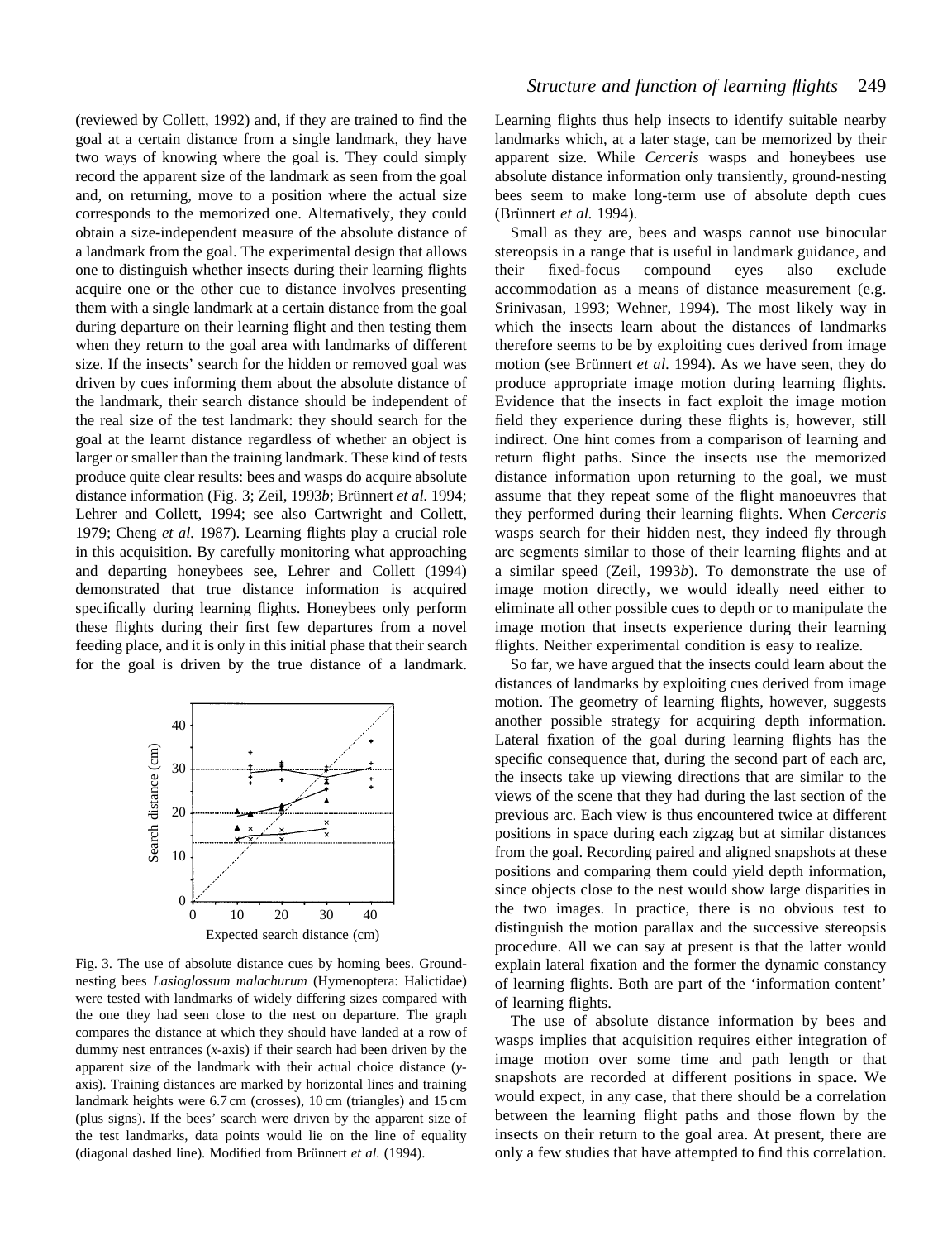(reviewed by Collett, 1992) and, if they are trained to find the goal at a certain distance from a single landmark, they have two ways of knowing where the goal is. They could simply record the apparent size of the landmark as seen from the goal and, on returning, move to a position where the actual size corresponds to the memorized one. Alternatively, they could obtain a size-independent measure of the absolute distance of a landmark from the goal. The experimental design that allows one to distinguish whether insects during their learning flights acquire one or the other cue to distance involves presenting them with a single landmark at a certain distance from the goal during departure on their learning flight and then testing them when they return to the goal area with landmarks of different size. If the insects' search for the hidden or removed goal was driven by cues informing them about the absolute distance of the landmark, their search distance should be independent of the real size of the test landmark: they should search for the goal at the learnt distance regardless of whether an object is larger or smaller than the training landmark. These kind of tests produce quite clear results: bees and wasps do acquire absolute distance information (Fig. 3; Zeil, 1993*b*; Brünnert *et al.* 1994; Lehrer and Collett, 1994; see also Cartwright and Collett, 1979; Cheng *et al.* 1987). Learning flights play a crucial role in this acquisition. By carefully monitoring what approaching and departing honeybees see, Lehrer and Collett (1994) demonstrated that true distance information is acquired specifically during learning flights. Honeybees only perform these flights during their first few departures from a novel feeding place, and it is only in this initial phase that their search for the goal is driven by the true distance of a landmark.

Fig. 3. The use of absolute distance cues by homing bees. Ground-nesting bees *Lasioglossum malachurum* (Hymenoptera: Halictidae) were tested with landmarks of widely differing sizes compared with the one they had seen close to the nest on departure. The graph compares the distance at which they should have landed at a row of dummy nest entrances (*x*-axis) if their search had been driven by the apparent size of the landmark with their actual choice distance (*y*-axis). Training distances are marked by horizontal lines and training landmark heights were 6.7 cm (crosses), 10 cm (triangles) and 15 cm (plus signs). If the bees' search were driven by the apparent size of the test landmarks, data points would lie on the line of equality (diagonal dashed line). Modified from Brünnert *et al.* (1994).

Learning flights thus help insects to identify suitable nearby landmarks which, at a later stage, can be memorized by their apparent size. While *Cerceris* wasps and honeybees use absolute distance information only transiently, ground-nesting bees seem to make long-term use of absolute depth cues (Brünnert *et al.* 1994).

Small as they are, bees and wasps cannot use binocular stereopsis in a range that is useful in landmark guidance, and their fixed-focus compound eyes also exclude accommodation as a means of distance measurement (e.g. Srinivasan, 1993; Wehner, 1994). The most likely way in which the insects learn about the distances of landmarks therefore seems to be by exploiting cues derived from image motion (see Brünnert *et al.* 1994). As we have seen, they do produce appropriate image motion during learning flights. Evidence that the insects in fact exploit the image motion field they experience during these flights is, however, still indirect. One hint comes from a comparison of learning and return flight paths. Since the insects use the memorized distance information upon returning to the goal, we must assume that they repeat some of the flight manoeuvres that they performed during their learning flights. When *Cerceris* wasps search for their hidden nest, they indeed fly through arc segments similar to those of their learning flights and at a similar speed (Zeil, 1993*b*). To demonstrate the use of image motion directly, we would ideally need either to eliminate all other possible cues to depth or to manipulate the image motion that insects experience during their learning flights. Neither experimental condition is easy to realize.

So far, we have argued that the insects could learn about the distances of landmarks by exploiting cues derived from image motion. The geometry of learning flights, however, suggests another possible strategy for acquiring depth information. Lateral fixation of the goal during learning flights has the specific consequence that, during the second part of each arc, the insects take up viewing directions that are similar to the views of the scene that they had during the last section of the previous arc. Each view is thus encountered twice at different positions in space during each zigzag but at similar distances from the goal. Recording paired and aligned snapshots at these positions and comparing them could yield depth information, since objects close to the nest would show large disparities in the two images. In practice, there is no obvious test to distinguish the motion parallax and the successive stereopsis procedure. All we can say at present is that the latter would explain lateral fixation and the former the dynamic constancy of learning flights. Both are part of the 'information content' of learning flights.

The use of absolute distance information by bees and wasps implies that acquisition requires either integration of image motion over some time and path length or that snapshots are recorded at different positions in space. We would expect, in any case, that there should be a correlation between the learning flight paths and those flown by the insects on their return to the goal area. At present, there are only a few studies that have attempted to find this correlation.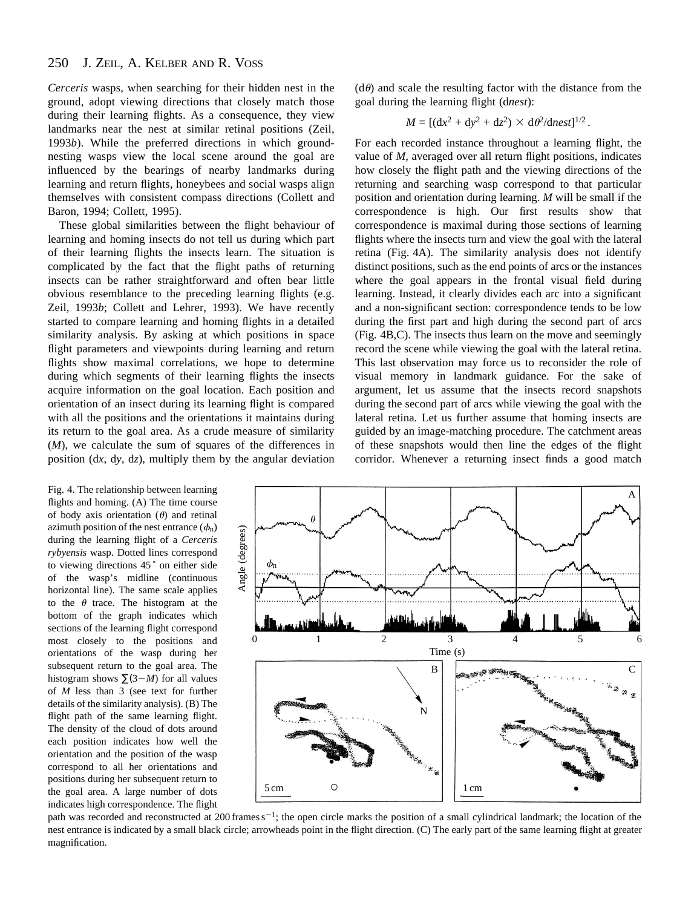*Cerceris* wasps, when searching for their hidden nest in the ground, adopt viewing directions that closely match those during their learning flights. As a consequence, they view landmarks near the nest at similar retinal positions (Zeil, 1993*b*). While the preferred directions in which ground-nesting wasps view the local scene around the goal are influenced by the bearings of nearby landmarks during learning and return flights, honeybees and social wasps align themselves with consistent compass directions (Collett and Baron, 1994; Collett, 1995).

These global similarities between the flight behaviour of learning and homing insects do not tell us during which part of their learning flights the insects learn. The situation is complicated by the fact that the flight paths of returning insects can be rather straightforward and often bear little obvious resemblance to the preceding learning flights (e.g. Zeil, 1993*b*; Collett and Lehrer, 1993). We have recently started to compare learning and homing flights in a detailed similarity analysis. By asking at which positions in space flight parameters and viewpoints during learning and return flights show maximal correlations, we hope to determine during which segments of their learning flights the insects acquire information on the goal location. Each position and orientation of an insect during its learning flight is compared with all the positions and the orientations it maintains during its return to the goal area. As a crude measure of similarity ($M$), we calculate the sum of squares of the differences in position (d$x$, d$y$, d$z$), multiply them by the angular deviation (d$\theta$) and scale the resulting factor with the distance from the goal during the learning flight (d*nest*):

$$M = [(\mathrm{d}x^2 + \mathrm{d}y^2 + \mathrm{d}z^2) \times \mathrm{d}\theta^2/\mathrm{d}nest]^{1/2}\,.$$

For each recorded instance throughout a learning flight, the value of $M$, averaged over all return flight positions, indicates how closely the flight path and the viewing directions of the returning and searching wasp correspond to that particular position and orientation during learning. $M$ will be small if the correspondence is high. Our first results show that correspondence is maximal during those sections of learning flights where the insects turn and view the goal with the lateral retina (Fig. 4A). The similarity analysis does not identify distinct positions, such as the end points of arcs or the instances where the goal appears in the frontal visual field during learning. Instead, it clearly divides each arc into a significant and a non-significant section: correspondence tends to be low during the first part and high during the second part of arcs (Fig. 4B,C). The insects thus learn on the move and seemingly record the scene while viewing the goal with the lateral retina. This last observation may force us to reconsider the role of visual memory in landmark guidance. For the sake of argument, let us assume that the insects record snapshots during the second part of arcs while viewing the goal with the lateral retina. Let us further assume that homing insects are guided by an image-matching procedure. The catchment areas of these snapshots would then line the edges of the flight corridor. Whenever a returning insect finds a good match

Fig. 4. The relationship between learning flights and homing. (A) The time course of body axis orientation ($\theta$) and retinal azimuth position of the nest entrance ($\phi_n$) during the learning flight of a *Cerceris rybyensis* wasp. Dotted lines correspond to viewing directions 45° on either side of the wasp's midline (continuous horizontal line). The same scale applies to the $\theta$ trace. The histogram at the bottom of the graph indicates which sections of the learning flight correspond most closely to the positions and orientations of the wasp during her subsequent return to the goal area. The histogram shows $\sum(3-M)$ for all values of $M$ less than 3 (see text for further details of the similarity analysis). (B) The flight path of the same learning flight. The density of the cloud of dots around each position indicates how well the orientation and the position of the wasp correspond to all her orientations and positions during her subsequent return to the goal area. A large number of dots indicates high correspondence. The flight path was recorded and reconstructed at 200 frames s$^{-1}$; the open circle marks the position of a small cylindrical landmark; the location of the nest entrance is indicated by a small black circle; arrowheads point in the flight direction. (C) The early part of the same learning flight at greater magnification.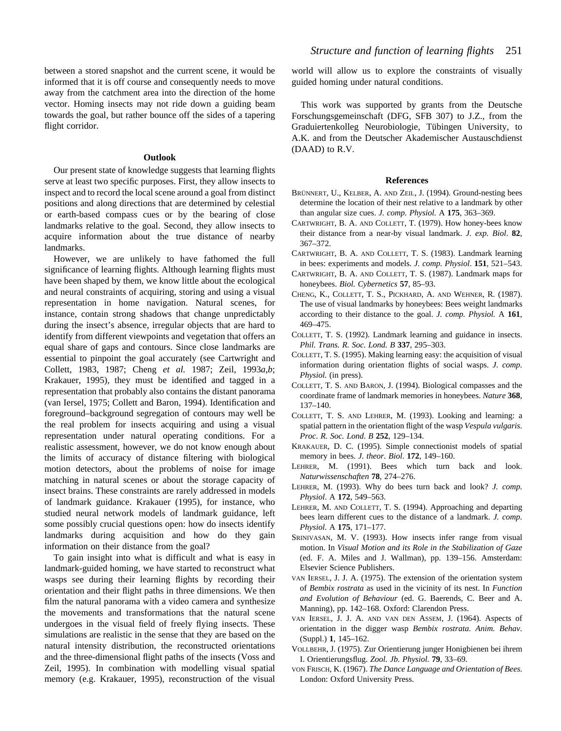between a stored snapshot and the current scene, it would be informed that it is off course and consequently needs to move away from the catchment area into the direction of the home vector. Homing insects may not ride down a guiding beam towards the goal, but rather bounce off the sides of a tapering flight corridor.

## Outlook

Our present state of knowledge suggests that learning flights serve at least two specific purposes. First, they allow insects to inspect and to record the local scene around a goal from distinct positions and along directions that are determined by celestial or earth-based compass cues or by the bearing of close landmarks relative to the goal. Second, they allow insects to acquire information about the true distance of nearby landmarks.

However, we are unlikely to have fathomed the full significance of learning flights. Although learning flights must have been shaped by them, we know little about the ecological and neural constraints of acquiring, storing and using a visual representation in home navigation. Natural scenes, for instance, contain strong shadows that change unpredictably during the insect's absence, irregular objects that are hard to identify from different viewpoints and vegetation that offers an equal share of gaps and contours. Since close landmarks are essential to pinpoint the goal accurately (see Cartwright and Collett, 1983, 1987; Cheng *et al.* 1987; Zeil, 1993*a,b*; Krakauer, 1995), they must be identified and tagged in a representation that probably also contains the distant panorama (van Iersel, 1975; Collett and Baron, 1994). Identification and foreground–background segregation of contours may well be the real problem for insects acquiring and using a visual representation under natural operating conditions. For a realistic assessment, however, we do not know enough about the limits of accuracy of distance filtering with biological motion detectors, about the problems of noise for image matching in natural scenes or about the storage capacity of insect brains. These constraints are rarely addressed in models of landmark guidance. Krakauer (1995), for instance, who studied neural network models of landmark guidance, left some possibly crucial questions open: how do insects identify landmarks during acquisition and how do they gain information on their distance from the goal?

To gain insight into what is difficult and what is easy in landmark-guided homing, we have started to reconstruct what wasps see during their learning flights by recording their orientation and their flight paths in three dimensions. We then film the natural panorama with a video camera and synthesize the movements and transformations that the natural scene undergoes in the visual field of freely flying insects. These simulations are realistic in the sense that they are based on the natural intensity distribution, the reconstructed orientations and the three-dimensional flight paths of the insects (Voss and Zeil, 1995). In combination with modelling visual spatial memory (e.g. Krakauer, 1995), reconstruction of the visual world will allow us to explore the constraints of visually guided homing under natural conditions.

This work was supported by grants from the Deutsche Forschungsgemeinschaft (DFG, SFB 307) to J.Z., from the Graduiertenkolleg Neurobiologie, Tübingen University, to A.K. and from the Deutscher Akademischer Austauschdienst (DAAD) to R.V.

## References

BRÜNNERT, U., KELBER, A. AND ZEIL, J. (1994). Ground-nesting bees determine the location of their nest relative to a landmark by other than angular size cues. *J. comp. Physiol.* A **175**, 363–369.

CARTWRIGHT, B. A. AND COLLETT, T. (1979). How honey-bees know their distance from a near-by visual landmark. *J. exp. Biol*. **82**, 367–372.

CARTWRIGHT, B. A. AND COLLETT, T. S. (1983). Landmark learning in bees: experiments and models. *J. comp. Physiol*. **151**, 521–543.

CARTWRIGHT, B. A. AND COLLETT, T. S. (1987). Landmark maps for honeybees. *Biol. Cybernetics* **57**, 85–93.

CHENG, K., COLLETT, T. S., PICKHARD, A. AND WEHNER, R. (1987). The use of visual landmarks by honeybees: Bees weight landmarks according to their distance to the goal. *J. comp. Physiol.* A **161**, 469–475.

COLLETT, T. S. (1992). Landmark learning and guidance in insects. *Phil. Trans. R. Soc. Lond. B* **337**, 295–303.

COLLETT, T. S. (1995). Making learning easy: the acquisition of visual information during orientation flights of social wasps. *J. comp. Physiol.* (in press).

COLLETT, T. S. AND BARON, J. (1994). Biological compasses and the coordinate frame of landmark memories in honeybees. *Nature* **368**, 137–140.

COLLETT, T. S. AND LEHRER, M. (1993). Looking and learning: a spatial pattern in the orientation flight of the wasp *Vespula vulgaris*. *Proc. R. Soc. Lond. B* **252**, 129–134.

KRAKAUER, D. C. (1995). Simple connectionist models of spatial memory in bees. *J. theor. Biol*. **172**, 149–160.

LEHRER, M. (1991). Bees which turn back and look. *Naturwissenschaften* **78**, 274–276.

LEHRER, M. (1993). Why do bees turn back and look? *J. comp. Physiol*. A **172**, 549–563.

LEHRER, M. AND COLLETT, T. S. (1994). Approaching and departing bees learn different cues to the distance of a landmark. *J. comp. Physiol.* A **175**, 171–177.

SRINIVASAN, M. V. (1993). How insects infer range from visual motion. In *Visual Motion and its Role in the Stabilization of Gaze* (ed. F. A. Miles and J. Wallman), pp. 139–156. Amsterdam: Elsevier Science Publishers.

VAN IERSEL, J. J. A. (1975). The extension of the orientation system of *Bembix rostrata* as used in the vicinity of its nest. In *Function and Evolution of Behaviour* (ed. G. Baerends, C. Beer and A. Manning), pp. 142–168. Oxford: Clarendon Press.

VAN IERSEL, J. J. A. AND VAN DEN ASSEM, J. (1964). Aspects of orientation in the digger wasp *Bembix rostrata*. *Anim. Behav*. (Suppl.) **1**, 145–162.

VOLLBEHR, J. (1975). Zur Orientierung junger Honigbienen bei ihrem I. Orientierungsflug. *Zool. Jb. Physiol.* **79**, 33–69.

VON FRISCH, K. (1967). *The Dance Language and Orientation of Bees.* London: Oxford University Press.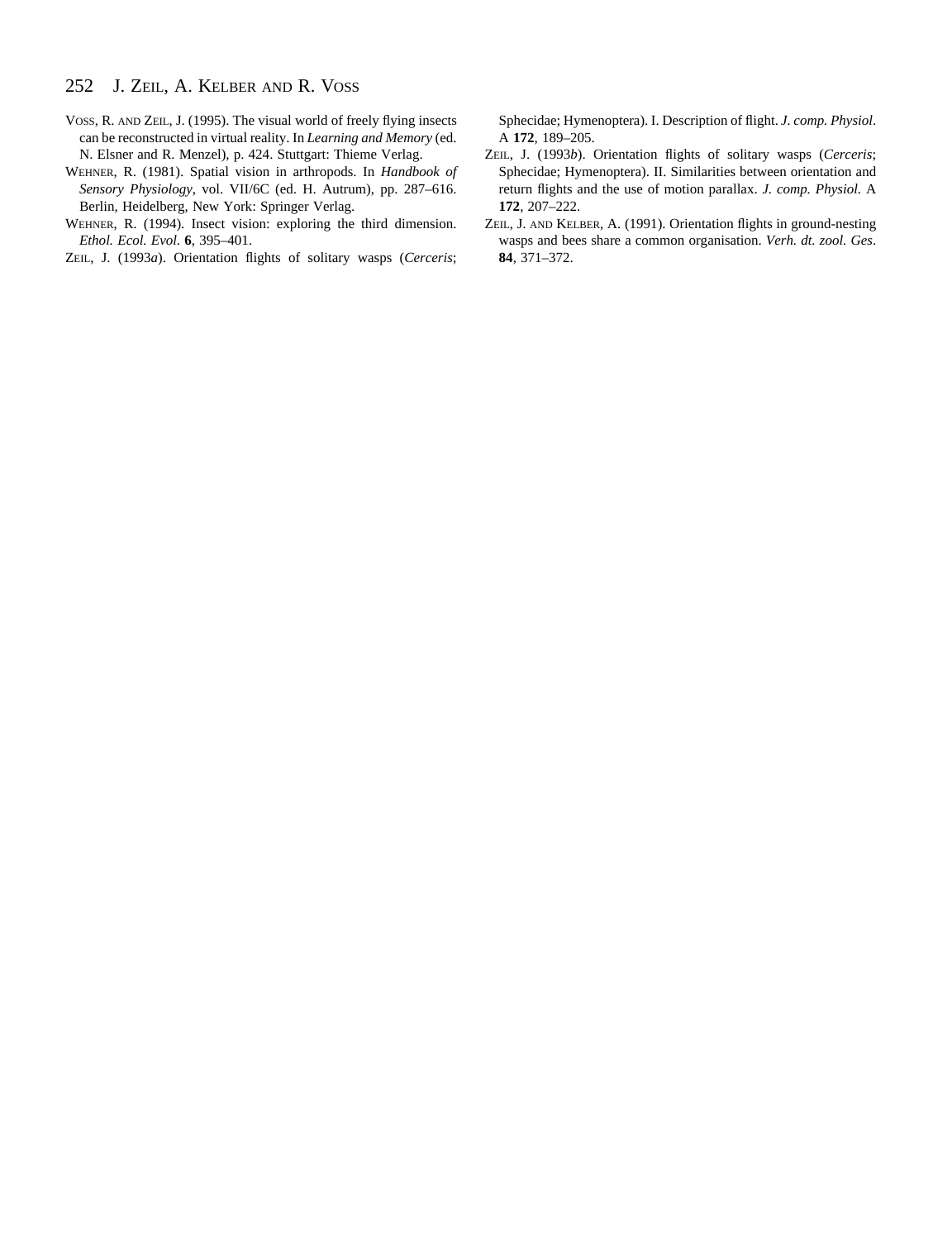VOSS, R. AND ZEIL, J. (1995). The visual world of freely flying insects can be reconstructed in virtual reality. In *Learning and Memory* (ed. N. Elsner and R. Menzel), p. 424. Stuttgart: Thieme Verlag.

WEHNER, R. (1981). Spatial vision in arthropods. In *Handbook of Sensory Physiology*, vol. VII/6C (ed. H. Autrum), pp. 287–616. Berlin, Heidelberg, New York: Springer Verlag.

WEHNER, R. (1994). Insect vision: exploring the third dimension. *Ethol. Ecol. Evol.* **6**, 395–401.

ZEIL, J. (1993*a*). Orientation flights of solitary wasps (*Cerceris*; Sphecidae; Hymenoptera). I. Description of flight. *J. comp. Physiol*. A **172**, 189–205.

ZEIL, J. (1993*b*). Orientation flights of solitary wasps (*Cerceris*; Sphecidae; Hymenoptera). II. Similarities between orientation and return flights and the use of motion parallax. *J. comp. Physiol.* A **172**, 207–222.

ZEIL, J. AND KELBER, A. (1991). Orientation flights in ground-nesting wasps and bees share a common organisation. *Verh. dt. zool. Ges*. **84**, 371–372.